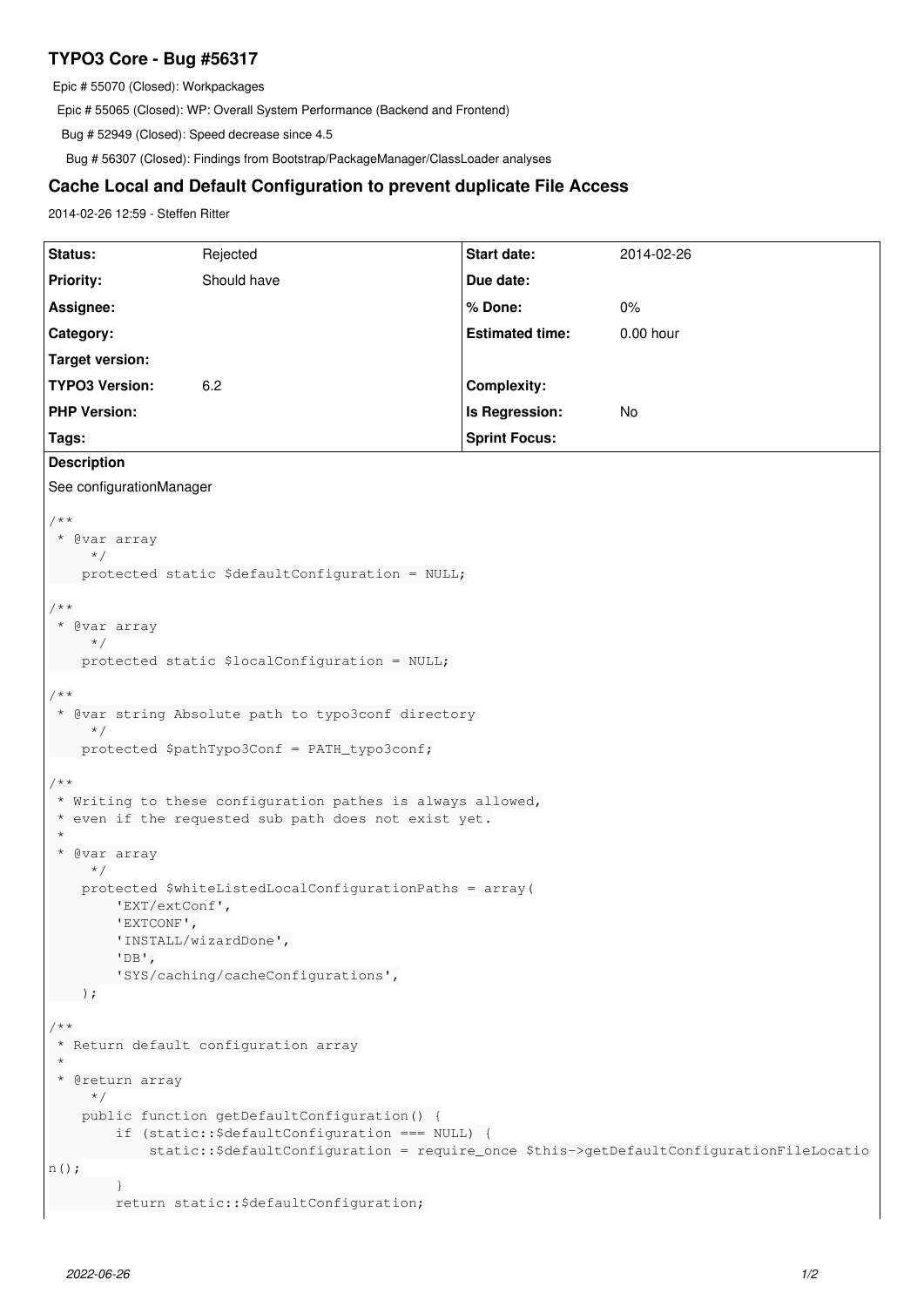# TYPO3 Core - Bug #56317

Epic # 55070 (Closed): Workpackages

Epic # 55065 (Closed): WP: Overall System Performance (Backend and Frontend)

Bug # 52949 (Closed): Speed decrease since 4.5

Bug # 56307 (Closed): Findings from Bootstrap/PackageManager/ClassLoader analyses

## Cache Local and Default Configuration to prevent duplicate File Access

2014-02-26 12:59 - Steffen Ritter

| Status: | Rejected | Start date: | 2014-02-26 |
|---|---|---|---|
| Priority: | Should have | Due date: | |
| Assignee: | | % Done: | 0% |
| Category: | | Estimated time: | 0.00 hour |
| Target version: | | | |
| TYPO3 Version: | 6.2 | Complexity: | |
| PHP Version: | | Is Regression: | No |
| Tags: | | Sprint Focus: | |

**Description**

See configurationManager

```
/**
 * @var array
     */
    protected static $defaultConfiguration = NULL;

/**
 * @var array
     */
    protected static $localConfiguration = NULL;

/**
 * @var string Absolute path to typo3conf directory
     */
    protected $pathTypo3Conf = PATH_typo3conf;

/**
 * Writing to these configuration pathes is always allowed,
 * even if the requested sub path does not exist yet.
 *
 * @var array
     */
    protected $whiteListedLocalConfigurationPaths = array(
        'EXT/extConf',
        'EXTCONF',
        'INSTALL/wizardDone',
        'DB',
        'SYS/caching/cacheConfigurations',
    );

/**
 * Return default configuration array
 *
 * @return array
     */
    public function getDefaultConfiguration() {
        if (static::$defaultConfiguration === NULL) {
            static::$defaultConfiguration = require_once $this->getDefaultConfigurationFileLocation();
        }
        return static::$defaultConfiguration;
```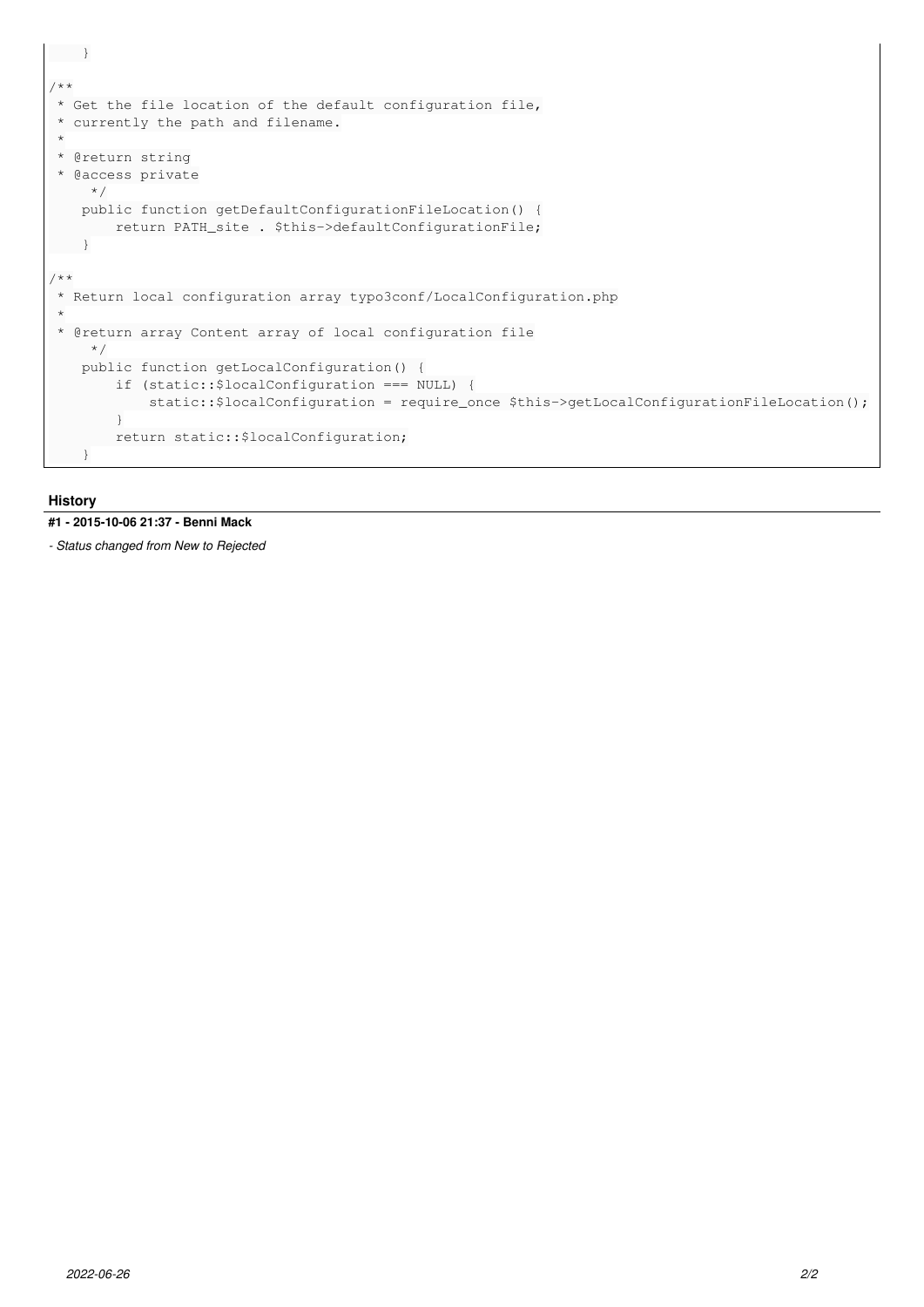```
    }

/**
 * Get the file location of the default configuration file,
 * currently the path and filename.
 *
 * @return string
 * @access private
     */
    public function getDefaultConfigurationFileLocation() {
        return PATH_site . $this->defaultConfigurationFile;
    }

/**
 * Return local configuration array typo3conf/LocalConfiguration.php
 *
 * @return array Content array of local configuration file
     */
    public function getLocalConfiguration() {
        if (static::$localConfiguration === NULL) {
            static::$localConfiguration = require_once $this->getLocalConfigurationFileLocation();
        }
        return static::$localConfiguration;
    }
```

## History

**#1 - 2015-10-06 21:37 - Benni Mack**

*- Status changed from New to Rejected*